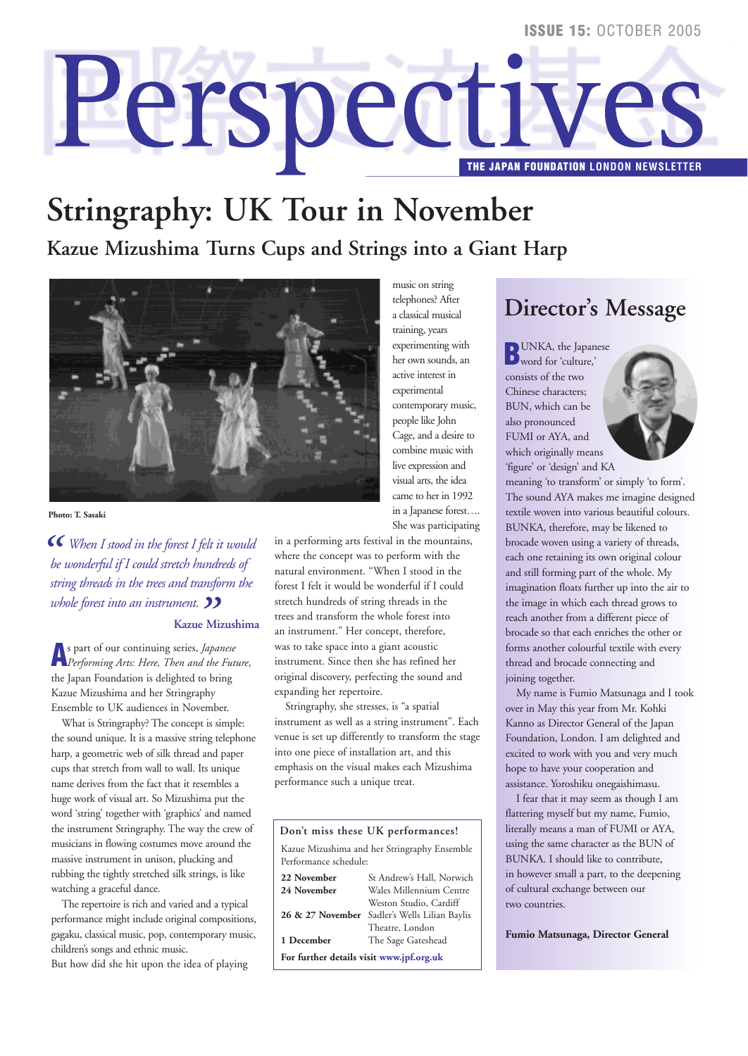ISSUE 15: OCTOBER 2005

# Perspectives

THE JAPAN FOUNDATION LONDON NEWSLETTER

# Stringraphy: UK Tour in November

## Kazue Mizushima Turns Cups and Strings into a Giant Harp

Photo: T. Sasaki

> *"When I stood in the forest I felt it would be wonderful if I could stretch hundreds of string threads in the trees and transform the whole forest into an instrument."*
>
> **Kazue Mizushima**

As part of our continuing series, *Japanese Performing Arts: Here, Then and the Future*, the Japan Foundation is delighted to bring Kazue Mizushima and her Stringraphy Ensemble to UK audiences in November.

What is Stringraphy? The concept is simple: the sound unique. It is a massive string telephone harp, a geometric web of silk thread and paper cups that stretch from wall to wall. Its unique name derives from the fact that it resembles a huge work of visual art. So Mizushima put the word 'string' together with 'graphics' and named the instrument Stringraphy. The way the crew of musicians in flowing costumes move around the massive instrument in unison, plucking and rubbing the tightly stretched silk strings, is like watching a graceful dance.

The repertoire is rich and varied and a typical performance might include original compositions, gagaku, classical music, pop, contemporary music, children's songs and ethnic music.

But how did she hit upon the idea of playing music on string telephones? After a classical musical training, years experimenting with her own sounds, an active interest in experimental contemporary music, people like John Cage, and a desire to combine music with live expression and visual arts, the idea came to her in 1992 in a Japanese forest…. She was participating in a performing arts festival in the mountains, where the concept was to perform with the natural environment. "When I stood in the forest I felt it would be wonderful if I could stretch hundreds of string threads in the trees and transform the whole forest into an instrument." Her concept, therefore, was to take space into a giant acoustic instrument. Since then she has refined her original discovery, perfecting the sound and expanding her repertoire.

Stringraphy, she stresses, is "a spatial instrument as well as a string instrument". Each venue is set up differently to transform the stage into one piece of installation art, and this emphasis on the visual makes each Mizushima performance such a unique treat.

**Don't miss these UK performances!**

Kazue Mizushima and her Stringraphy Ensemble
Performance schedule:

| | |
|---|---|
| **22 November** | St Andrew's Hall, Norwich |
| **24 November** | Wales Millennium Centre Weston Studio, Cardiff |
| **26 & 27 November** | Sadler's Wells Lilian Baylis Theatre, London |
| **1 December** | The Sage Gateshead |

**For further details visit www.jpf.org.uk**

## Director's Message

BUNKA, the Japanese word for 'culture,' consists of the two Chinese characters; BUN, which can be also pronounced FUMI or AYA, and which originally means 'figure' or 'design' and KA meaning 'to transform' or simply 'to form'. The sound AYA makes me imagine designed textile woven into various beautiful colours. BUNKA, therefore, may be likened to brocade woven using a variety of threads, each one retaining its own original colour and still forming part of the whole. My imagination floats further up into the air to the image in which each thread grows to reach another from a different piece of brocade so that each enriches the other or forms another colourful textile with every thread and brocade connecting and joining together.

My name is Fumio Matsunaga and I took over in May this year from Mr. Kohki Kanno as Director General of the Japan Foundation, London. I am delighted and excited to work with you and very much hope to have your cooperation and assistance. Yoroshiku onegaishimasu.

I fear that it may seem as though I am flattering myself but my name, Fumio, literally means a man of FUMI or AYA, using the same character as the BUN of BUNKA. I should like to contribute, in however small a part, to the deepening of cultural exchange between our two countries.

**Fumio Matsunaga, Director General**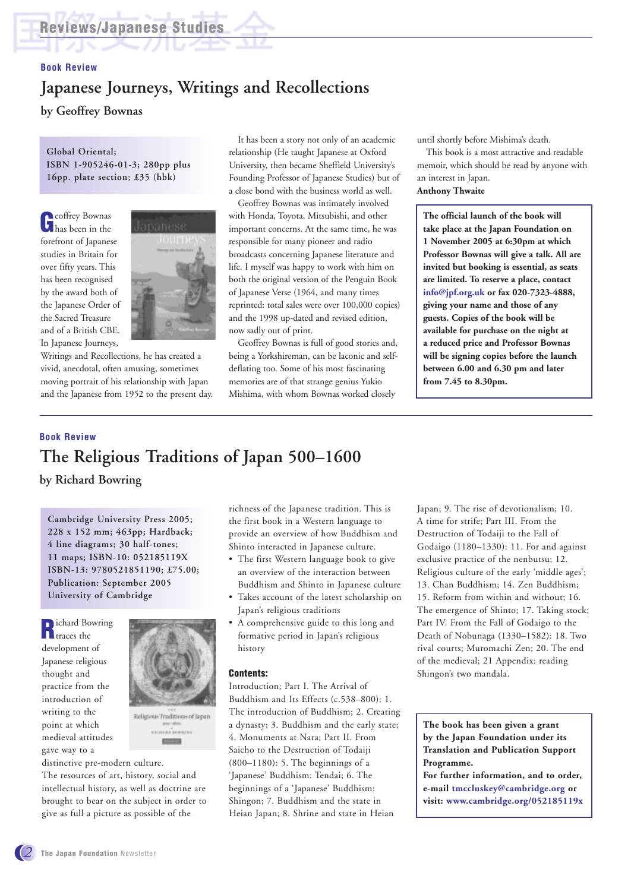Book Review

# Japanese Journeys, Writings and Recollections

## by Geoffrey Bownas

**Global Oriental; ISBN 1-905246-01-3; 280pp plus 16pp. plate section; £35 (hbk)**

Geoffrey Bownas has been in the forefront of Japanese studies in Britain for over fifty years. This has been recognised by the award both of the Japanese Order of the Sacred Treasure and of a British CBE. In Japanese Journeys, Writings and Recollections, he has created a vivid, anecdotal, often amusing, sometimes moving portrait of his relationship with Japan and the Japanese from 1952 to the present day.

It has been a story not only of an academic relationship (He taught Japanese at Oxford University, then became Sheffield University's Founding Professor of Japanese Studies) but of a close bond with the business world as well.

Geoffrey Bownas was intimately involved with Honda, Toyota, Mitsubishi, and other important concerns. At the same time, he was responsible for many pioneer and radio broadcasts concerning Japanese literature and life. I myself was happy to work with him on both the original version of the Penguin Book of Japanese Verse (1964, and many times reprinted: total sales were over 100,000 copies) and the 1998 up-dated and revised edition, now sadly out of print.

Geoffrey Bownas is full of good stories and, being a Yorkshireman, can be laconic and self-deflating too. Some of his most fascinating memories are of that strange genius Yukio Mishima, with whom Bownas worked closely until shortly before Mishima's death.

This book is a most attractive and readable memoir, which should be read by anyone with an interest in Japan.

**Anthony Thwaite**

**The official launch of the book will take place at the Japan Foundation on 1 November 2005 at 6:30pm at which Professor Bownas will give a talk. All are invited but booking is essential, as seats are limited. To reserve a place, contact info@jpf.org.uk or fax 020-7323-4888, giving your name and those of any guests. Copies of the book will be available for purchase on the night at a reduced price and Professor Bownas will be signing copies before the launch between 6.00 and 6.30 pm and later from 7.45 to 8.30pm.**

Book Review

# The Religious Traditions of Japan 500–1600

## by Richard Bowring

**Cambridge University Press 2005; 228 x 152 mm; 463pp; Hardback; 4 line diagrams; 30 half-tones; 11 maps; ISBN-10: 052185119X ISBN-13: 9780521851190; £75.00; Publication: September 2005 University of Cambridge**

Richard Bowring traces the development of Japanese religious thought and practice from the introduction of writing to the point at which medieval attitudes gave way to a distinctive pre-modern culture. The resources of art, history, social and intellectual history, as well as doctrine are brought to bear on the subject in order to give as full a picture as possible of the richness of the Japanese tradition. This is the first book in a Western language to provide an overview of how Buddhism and Shinto interacted in Japanese culture.

- The first Western language book to give an overview of the interaction between Buddhism and Shinto in Japanese culture
- Takes account of the latest scholarship on Japan's religious traditions
- A comprehensive guide to this long and formative period in Japan's religious history

### Contents:

Introduction; Part I. The Arrival of Buddhism and Its Effects (c.538–800): 1. The introduction of Buddhism; 2. Creating a dynasty; 3. Buddhism and the early state; 4. Monuments at Nara; Part II. From Saicho to the Destruction of Todaiji (800–1180): 5. The beginnings of a 'Japanese' Buddhism: Tendai; 6. The beginnings of a 'Japanese' Buddhism: Shingon; 7. Buddhism and the state in Heian Japan; 8. Shrine and state in Heian Japan; 9. The rise of devotionalism; 10. A time for strife; Part III. From the Destruction of Todaiji to the Fall of Godaigo (1180–1330): 11. For and against exclusive practice of the nenbutsu; 12. Religious culture of the early 'middle ages'; 13. Chan Buddhism; 14. Zen Buddhism; 15. Reform from within and without; 16. The emergence of Shinto; 17. Taking stock; Part IV. From the Fall of Godaigo to the Death of Nobunaga (1330–1582): 18. Two rival courts; Muromachi Zen; 20. The end of the medieval; 21 Appendix: reading Shingon's two mandala.

**The book has been given a grant by the Japan Foundation under its Translation and Publication Support Programme.**
**For further information, and to order, e-mail tmccluskey@cambridge.org or visit: www.cambridge.org/052185119x**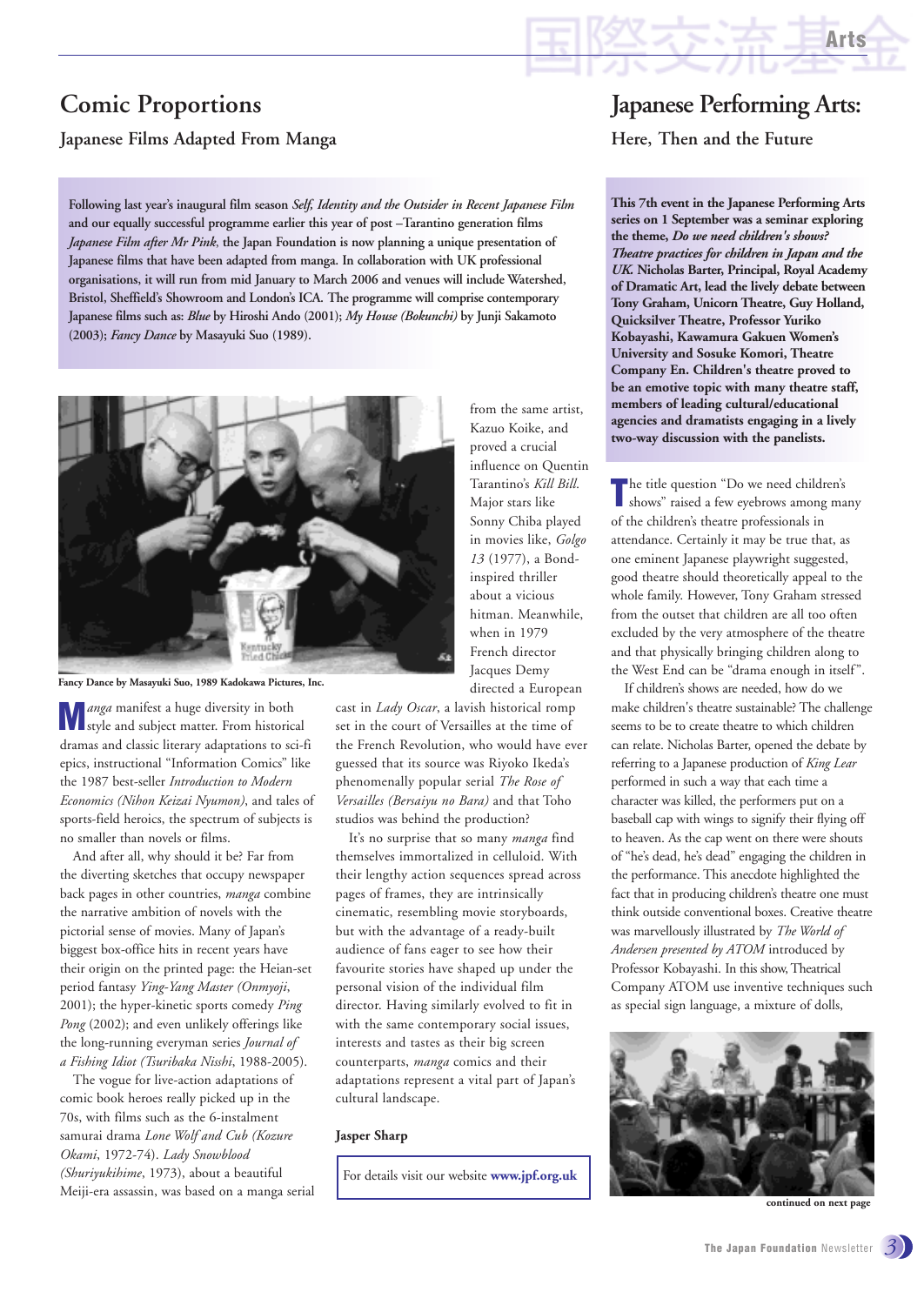# Comic Proportions

## Japanese Films Adapted From Manga

**Following last year's inaugural film season *Self, Identity and the Outsider in Recent Japanese Film* and our equally successful programme earlier this year of post –Tarantino generation films *Japanese Film after Mr Pink,* the Japan Foundation is now planning a unique presentation of Japanese films that have been adapted from manga. In collaboration with UK professional organisations, it will run from mid January to March 2006 and venues will include Watershed, Bristol, Sheffield's Showroom and London's ICA. The programme will comprise contemporary Japanese films such as: *Blue* by Hiroshi Ando (2001); *My House (Bokunchi)* by Junji Sakamoto (2003); *Fancy Dance* by Masayuki Suo (1989).**

Fancy Dance by Masayuki Suo, 1989 Kadokawa Pictures, Inc.

*Manga* manifest a huge diversity in both style and subject matter. From historical dramas and classic literary adaptations to sci-fi epics, instructional "Information Comics" like the 1987 best-seller *Introduction to Modern Economics (Nihon Keizai Nyumon)*, and tales of sports-field heroics, the spectrum of subjects is no smaller than novels or films.

And after all, why should it be? Far from the diverting sketches that occupy newspaper back pages in other countries, *manga* combine the narrative ambition of novels with the pictorial sense of movies. Many of Japan's biggest box-office hits in recent years have their origin on the printed page: the Heian-set period fantasy *Ying-Yang Master (Onmyoji*, 2001); the hyper-kinetic sports comedy *Ping Pong* (2002); and even unlikely offerings like the long-running everyman series *Journal of a Fishing Idiot (Tsuribaka Nisshi*, 1988-2005).

The vogue for live-action adaptations of comic book heroes really picked up in the 70s, with films such as the 6-instalment samurai drama *Lone Wolf and Cub (Kozure Okami*, 1972-74). *Lady Snowblood (Shuriyukihime*, 1973), about a beautiful Meiji-era assassin, was based on a manga serial from the same artist, Kazuo Koike, and proved a crucial influence on Quentin Tarantino's *Kill Bill*. Major stars like Sonny Chiba played in movies like, *Golgo 13* (1977), a Bond-inspired thriller about a vicious hitman. Meanwhile, when in 1979 French director Jacques Demy directed a European cast in *Lady Oscar*, a lavish historical romp set in the court of Versailles at the time of the French Revolution, who would have ever guessed that its source was Riyoko Ikeda's phenomenally popular serial *The Rose of Versailles (Bersaiyu no Bara)* and that Toho studios was behind the production?

It's no surprise that so many *manga* find themselves immortalized in celluloid. With their lengthy action sequences spread across pages of frames, they are intrinsically cinematic, resembling movie storyboards, but with the advantage of a ready-built audience of fans eager to see how their favourite stories have shaped up under the personal vision of the individual film director. Having similarly evolved to fit in with the same contemporary social issues, interests and tastes as their big screen counterparts, *manga* comics and their adaptations represent a vital part of Japan's cultural landscape.

**Jasper Sharp**

For details visit our website **www.jpf.org.uk**

# Japanese Performing Arts:

## Here, Then and the Future

**This 7th event in the Japanese Performing Arts series on 1 September was a seminar exploring the theme, *Do we need children's shows? Theatre practices for children in Japan and the UK.* Nicholas Barter, Principal, Royal Academy of Dramatic Art, lead the lively debate between Tony Graham, Unicorn Theatre, Guy Holland, Quicksilver Theatre, Professor Yuriko Kobayashi, Kawamura Gakuen Women's University and Sosuke Komori, Theatre Company En. Children's theatre proved to be an emotive topic with many theatre staff, members of leading cultural/educational agencies and dramatists engaging in a lively two-way discussion with the panelists.**

The title question "Do we need children's shows" raised a few eyebrows among many of the children's theatre professionals in attendance. Certainly it may be true that, as one eminent Japanese playwright suggested, good theatre should theoretically appeal to the whole family. However, Tony Graham stressed from the outset that children are all too often excluded by the very atmosphere of the theatre and that physically bringing children along to the West End can be "drama enough in itself".

If children's shows are needed, how do we make children's theatre sustainable? The challenge seems to be to create theatre to which children can relate. Nicholas Barter, opened the debate by referring to a Japanese production of *King Lear* performed in such a way that each time a character was killed, the performers put on a baseball cap with wings to signify their flying off to heaven. As the cap went on there were shouts of "he's dead, he's dead" engaging the children in the performance. This anecdote highlighted the fact that in producing children's theatre one must think outside conventional boxes. Creative theatre was marvellously illustrated by *The World of Andersen presented by ATOM* introduced by Professor Kobayashi. In this show, Theatrical Company ATOM use inventive techniques such as special sign language, a mixture of dolls,

**continued on next page**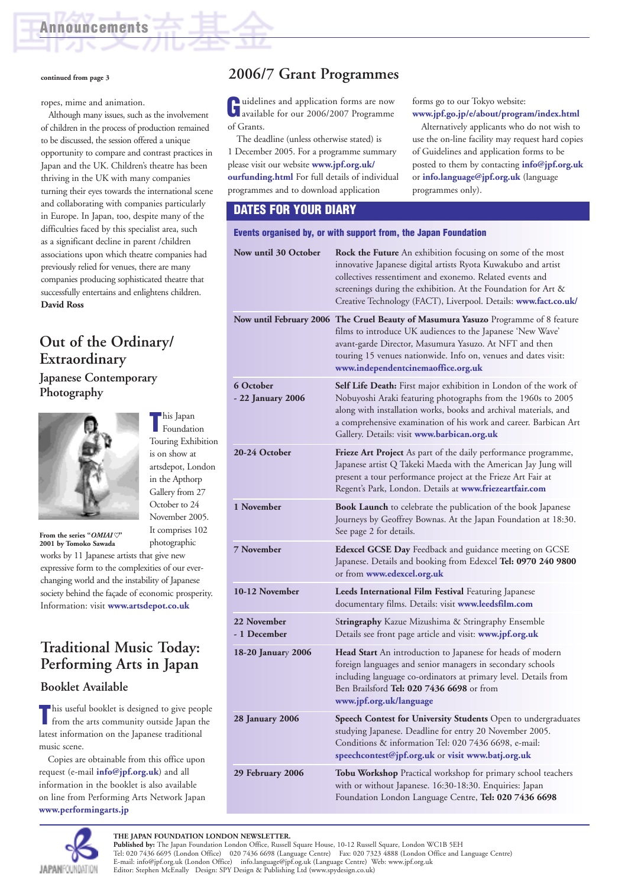continued from page 3

ropes, mime and animation.

Although many issues, such as the involvement of children in the process of production remained to be discussed, the session offered a unique opportunity to compare and contrast practices in Japan and the UK. Children's theatre has been thriving in the UK with many companies turning their eyes towards the international scene and collaborating with companies particularly in Europe. In Japan, too, despite many of the difficulties faced by this specialist area, such as a significant decline in parent /children associations upon which theatre companies had previously relied for venues, there are many companies producing sophisticated theatre that successfully entertains and enlightens children.

**David Ross**

## Out of the Ordinary/ Extraordinary

### Japanese Contemporary Photography

This Japan Foundation Touring Exhibition is on show at artsdepot, London in the Apthorp Gallery from 27 October to 24 November 2005. It comprises 102 photographic works by 11 Japanese artists that give new expressive form to the complexities of our ever-changing world and the instability of Japanese society behind the façade of economic prosperity. Information: visit **www.artsdepot.co.uk**

From the series "*OMIAI*♡" 2001 by Tomoko Sawada

## Traditional Music Today: Performing Arts in Japan

### Booklet Available

This useful booklet is designed to give people from the arts community outside Japan the latest information on the Japanese traditional music scene.

Copies are obtainable from this office upon request (e-mail **info@jpf.org.uk**) and all information in the booklet is also available on line from Performing Arts Network Japan **www.performingarts.jp**

## 2006/7 Grant Programmes

Guidelines and application forms are now available for our 2006/2007 Programme of Grants.

The deadline (unless otherwise stated) is 1 December 2005. For a programme summary please visit our website **www.jpf.org.uk/ourfunding.html** For full details of individual programmes and to download application forms go to our Tokyo website: **www.jpf.go.jp/e/about/program/index.html**

Alternatively applicants who do not wish to use the on-line facility may request hard copies of Guidelines and application forms to be posted to them by contacting **info@jpf.org.uk** or **info.language@jpf.org.uk** (language programmes only).

## DATES FOR YOUR DIARY

### Events organised by, or with support from, the Japan Foundation

| | |
|---|---|
| **Now until 30 October** | **Rock the Future** An exhibition focusing on some of the most innovative Japanese digital artists Ryota Kuwakubo and artist collectives ressentiment and exonemo. Related events and screenings during the exhibition. At the Foundation for Art & Creative Technology (FACT), Liverpool. Details: **www.fact.co.uk/** |
| **Now until February 2006** | **The Cruel Beauty of Masumura Yasuzo** Programme of 8 feature films to introduce UK audiences to the Japanese 'New Wave' avant-garde Director, Masumura Yasuzo. At NFT and then touring 15 venues nationwide. Info on, venues and dates visit: **www.independentcinemaoffice.org.uk** |
| **6 October - 22 January 2006** | **Self Life Death:** First major exhibition in London of the work of Nobuyoshi Araki featuring photographs from the 1960s to 2005 along with installation works, books and archival materials, and a comprehensive examination of his work and career. Barbican Art Gallery. Details: visit **www.barbican.org.uk** |
| **20-24 October** | **Frieze Art Project** As part of the daily performance programme, Japanese artist Q Takeki Maeda with the American Jay Jung will present a tour performance project at the Frieze Art Fair at Regent's Park, London. Details at **www.friezeartfair.com** |
| **1 November** | **Book Launch** to celebrate the publication of the book Japanese Journeys by Geoffrey Bownas. At the Japan Foundation at 18:30. See page 2 for details. |
| **7 November** | **Edexcel GCSE Day** Feedback and guidance meeting on GCSE Japanese. Details and booking from Edexcel **Tel: 0970 240 9800** or from **www.edexcel.org.uk** |
| **10-12 November** | **Leeds International Film Festival** Featuring Japanese documentary films. Details: visit **www.leedsfilm.com** |
| **22 November - 1 December** | **Stringraphy** Kazue Mizushima & Stringraphy Ensemble Details see front page article and visit: **www.jpf.org.uk** |
| **18-20 January 2006** | **Head Start** An introduction to Japanese for heads of modern foreign languages and senior managers in secondary schools including language co-ordinators at primary level. Details from Ben Brailsford **Tel: 020 7436 6698** or from **www.jpf.org.uk/language** |
| **28 January 2006** | **Speech Contest for University Students** Open to undergraduates studying Japanese. Deadline for entry 20 November 2005. Conditions & information Tel: 020 7436 6698, e-mail: **speechcontest@jpf.org.uk** or **visit www.batj.org.uk** |
| **29 February 2006** | **Tobu Workshop** Practical workshop for primary school teachers with or without Japanese. 16:30-18:30. Enquiries: Japan Foundation London Language Centre, **Tel: 020 7436 6698** |

**THE JAPAN FOUNDATION LONDON NEWSLETTER.**
**Published by:** The Japan Foundation London Office, Russell Square House, 10-12 Russell Square, London WC1B 5EH
Tel: 020 7436 6695 (London Office) 020 7436 6698 (Language Centre) Fax: 020 7323 4888 (London Office and Language Centre)
E-mail: info@jpf.org.uk (London Office) info.language@jpf.org.uk (Language Centre) Web: www.jpf.org.uk
Editor: Stephen McEnally Design: SPY Design & Publishing Ltd (www.spydesign.co.uk)